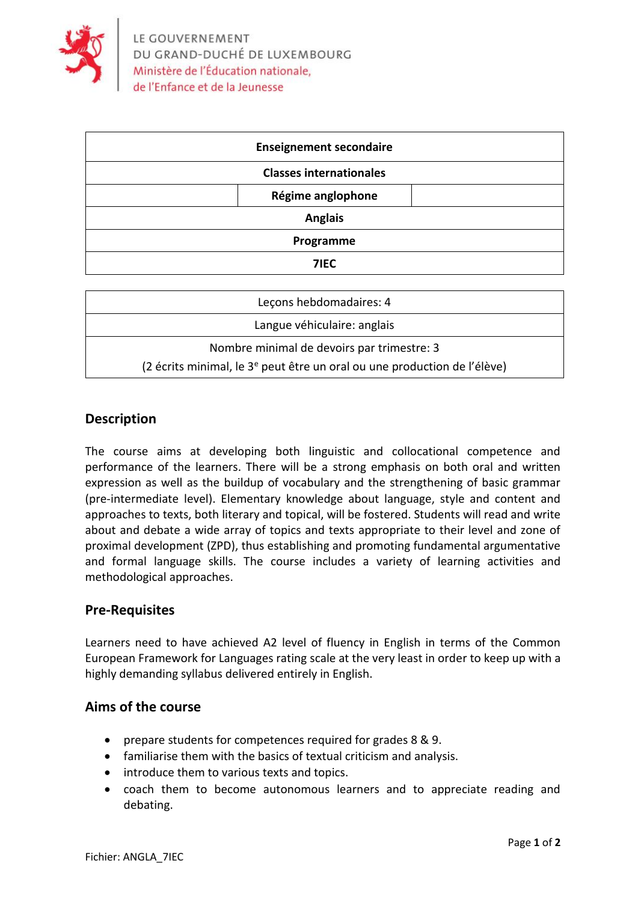LE GOUVERNEMENT
DU GRAND-DUCHÉ DE LUXEMBOURG
Ministère de l'Éducation nationale,
de l'Enfance et de la Jeunesse

| **Enseignement secondaire** | | |
|---|---|---|
| **Classes internationales** | | |
| | **Régime anglophone** | |
| **Anglais** | | |
| **Programme** | | |
| **7IEC** | | |

| Leçons hebdomadaires: 4 |
|---|
| Langue véhiculaire: anglais |
| Nombre minimal de devoirs par trimestre: 3<br>(2 écrits minimal, le 3e peut être un oral ou une production de l'élève) |

## Description

The course aims at developing both linguistic and collocational competence and performance of the learners. There will be a strong emphasis on both oral and written expression as well as the buildup of vocabulary and the strengthening of basic grammar (pre-intermediate level). Elementary knowledge about language, style and content and approaches to texts, both literary and topical, will be fostered. Students will read and write about and debate a wide array of topics and texts appropriate to their level and zone of proximal development (ZPD), thus establishing and promoting fundamental argumentative and formal language skills. The course includes a variety of learning activities and methodological approaches.

## Pre-Requisites

Learners need to have achieved A2 level of fluency in English in terms of the Common European Framework for Languages rating scale at the very least in order to keep up with a highly demanding syllabus delivered entirely in English.

## Aims of the course

- prepare students for competences required for grades 8 & 9.
- familiarise them with the basics of textual criticism and analysis.
- introduce them to various texts and topics.
- coach them to become autonomous learners and to appreciate reading and debating.

Fichier: ANGLA_7IEC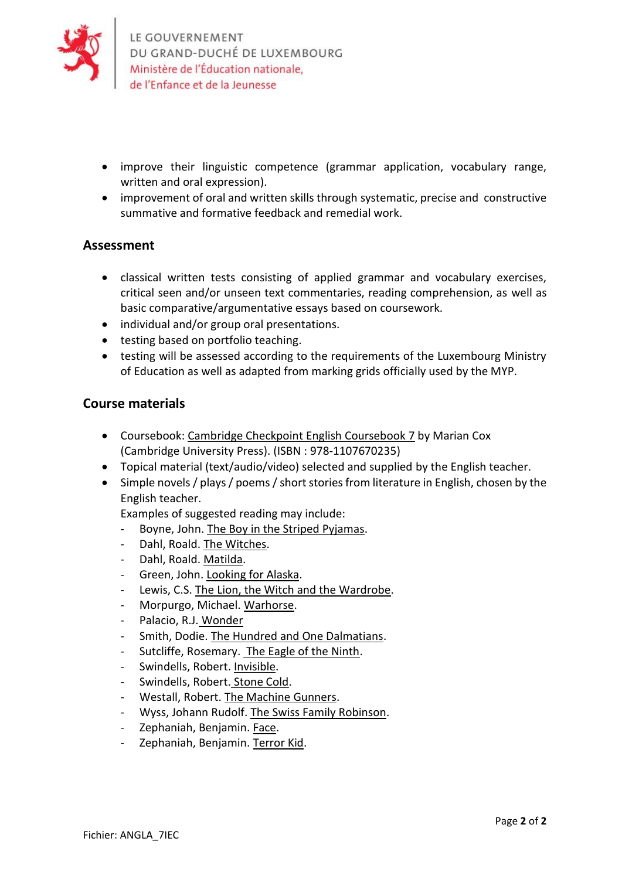- improve their linguistic competence (grammar application, vocabulary range, written and oral expression).
- improvement of oral and written skills through systematic, precise and constructive summative and formative feedback and remedial work.

## Assessment

- classical written tests consisting of applied grammar and vocabulary exercises, critical seen and/or unseen text commentaries, reading comprehension, as well as basic comparative/argumentative essays based on coursework.
- individual and/or group oral presentations.
- testing based on portfolio teaching.
- testing will be assessed according to the requirements of the Luxembourg Ministry of Education as well as adapted from marking grids officially used by the MYP.

## Course materials

- Coursebook: Cambridge Checkpoint English Coursebook 7 by Marian Cox (Cambridge University Press). (ISBN : 978-1107670235)
- Topical material (text/audio/video) selected and supplied by the English teacher.
- Simple novels / plays / poems / short stories from literature in English, chosen by the English teacher.

  Examples of suggested reading may include:
  - Boyne, John. The Boy in the Striped Pyjamas.
  - Dahl, Roald. The Witches.
  - Dahl, Roald. Matilda.
  - Green, John. Looking for Alaska.
  - Lewis, C.S. The Lion, the Witch and the Wardrobe.
  - Morpurgo, Michael. Warhorse.
  - Palacio, R.J. Wonder
  - Smith, Dodie. The Hundred and One Dalmatians.
  - Sutcliffe, Rosemary. The Eagle of the Ninth.
  - Swindells, Robert. Invisible.
  - Swindells, Robert. Stone Cold.
  - Westall, Robert. The Machine Gunners.
  - Wyss, Johann Rudolf. The Swiss Family Robinson.
  - Zephaniah, Benjamin. Face.
  - Zephaniah, Benjamin. Terror Kid.

Fichier: ANGLA_7IEC